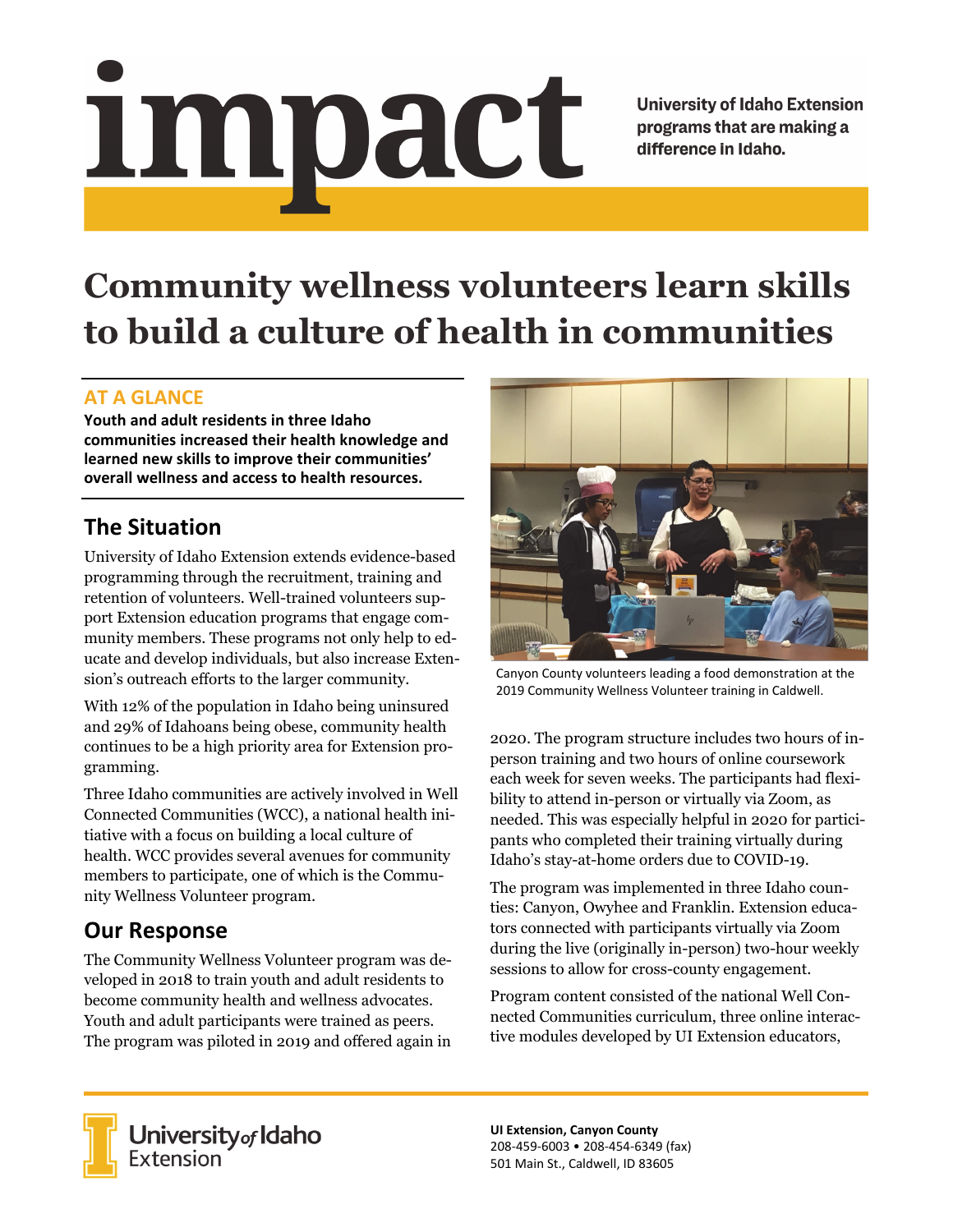# impact

University of Idaho Extension programs that are making a difference in Idaho.

# Community wellness volunteers learn skills to build a culture of health in communities

## AT A GLANCE

**Youth and adult residents in three Idaho communities increased their health knowledge and learned new skills to improve their communities' overall wellness and access to health resources.**

## The Situation

University of Idaho Extension extends evidence-based programming through the recruitment, training and retention of volunteers. Well-trained volunteers support Extension education programs that engage community members. These programs not only help to educate and develop individuals, but also increase Extension's outreach efforts to the larger community.

With 12% of the population in Idaho being uninsured and 29% of Idahoans being obese, community health continues to be a high priority area for Extension programming.

Three Idaho communities are actively involved in Well Connected Communities (WCC), a national health initiative with a focus on building a local culture of health. WCC provides several avenues for community members to participate, one of which is the Community Wellness Volunteer program.

## Our Response

The Community Wellness Volunteer program was developed in 2018 to train youth and adult residents to become community health and wellness advocates. Youth and adult participants were trained as peers. The program was piloted in 2019 and offered again in 2020. The program structure includes two hours of in-person training and two hours of online coursework each week for seven weeks. The participants had flexibility to attend in-person or virtually via Zoom, as needed. This was especially helpful in 2020 for participants who completed their training virtually during Idaho's stay-at-home orders due to COVID-19.

Canyon County volunteers leading a food demonstration at the 2019 Community Wellness Volunteer training in Caldwell.

The program was implemented in three Idaho counties: Canyon, Owyhee and Franklin. Extension educators connected with participants virtually via Zoom during the live (originally in-person) two-hour weekly sessions to allow for cross-county engagement.

Program content consisted of the national Well Connected Communities curriculum, three online interactive modules developed by UI Extension educators,

University of Idaho Extension

**UI Extension, Canyon County**
208-459-6003 • 208-454-6349 (fax)
501 Main St., Caldwell, ID 83605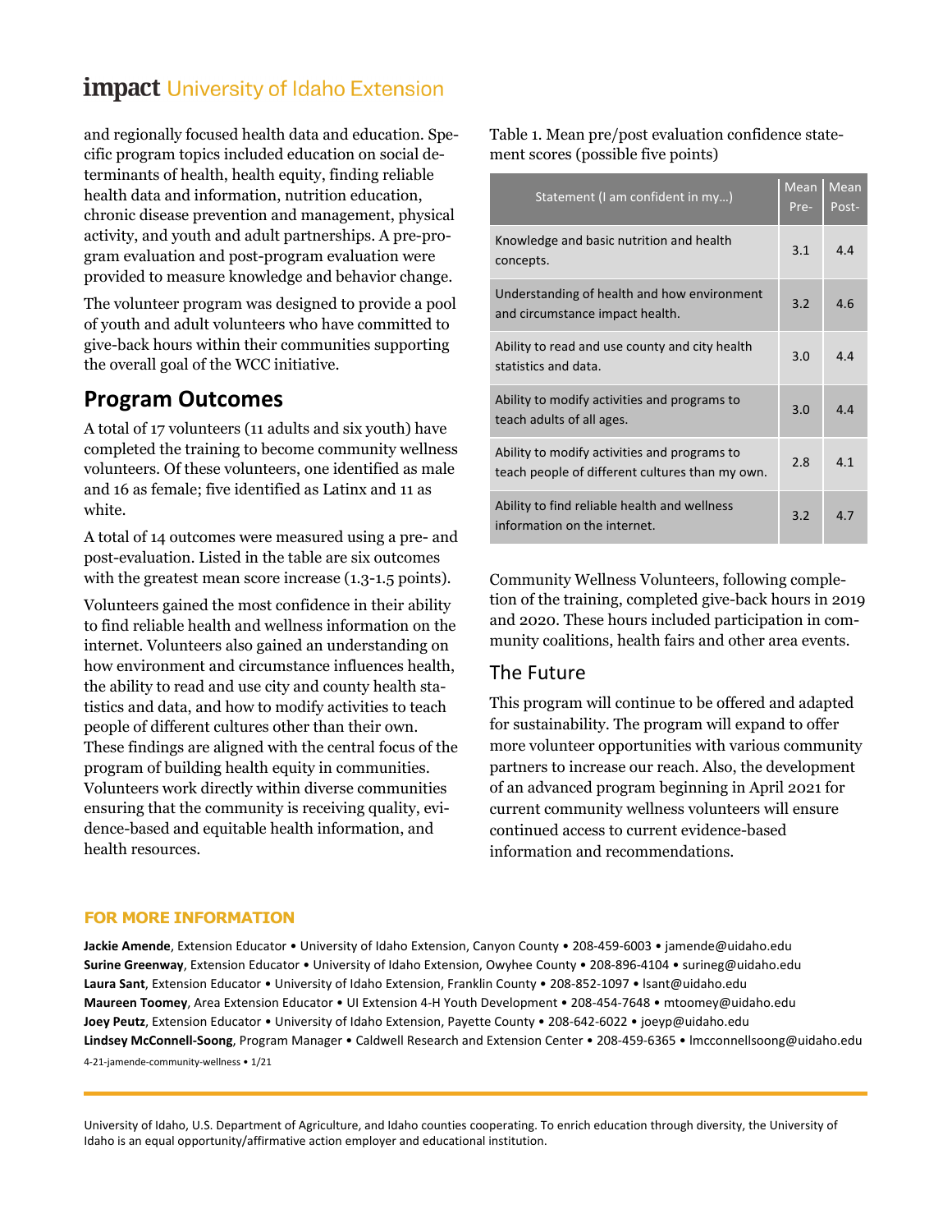and regionally focused health data and education. Specific program topics included education on social determinants of health, health equity, finding reliable health data and information, nutrition education, chronic disease prevention and management, physical activity, and youth and adult partnerships. A pre-program evaluation and post-program evaluation were provided to measure knowledge and behavior change.

The volunteer program was designed to provide a pool of youth and adult volunteers who have committed to give-back hours within their communities supporting the overall goal of the WCC initiative.

## Program Outcomes

A total of 17 volunteers (11 adults and six youth) have completed the training to become community wellness volunteers. Of these volunteers, one identified as male and 16 as female; five identified as Latinx and 11 as white.

A total of 14 outcomes were measured using a pre- and post-evaluation. Listed in the table are six outcomes with the greatest mean score increase (1.3-1.5 points).

Volunteers gained the most confidence in their ability to find reliable health and wellness information on the internet. Volunteers also gained an understanding on how environment and circumstance influences health, the ability to read and use city and county health statistics and data, and how to modify activities to teach people of different cultures other than their own. These findings are aligned with the central focus of the program of building health equity in communities. Volunteers work directly within diverse communities ensuring that the community is receiving quality, evidence-based and equitable health information, and health resources.

Table 1. Mean pre/post evaluation confidence statement scores (possible five points)

| Statement (I am confident in my...) | Mean Pre- | Mean Post- |
|---|---|---|
| Knowledge and basic nutrition and health concepts. | 3.1 | 4.4 |
| Understanding of health and how environment and circumstance impact health. | 3.2 | 4.6 |
| Ability to read and use county and city health statistics and data. | 3.0 | 4.4 |
| Ability to modify activities and programs to teach adults of all ages. | 3.0 | 4.4 |
| Ability to modify activities and programs to teach people of different cultures than my own. | 2.8 | 4.1 |
| Ability to find reliable health and wellness information on the internet. | 3.2 | 4.7 |

Community Wellness Volunteers, following completion of the training, completed give-back hours in 2019 and 2020. These hours included participation in community coalitions, health fairs and other area events.

### The Future

This program will continue to be offered and adapted for sustainability. The program will expand to offer more volunteer opportunities with various community partners to increase our reach. Also, the development of an advanced program beginning in April 2021 for current community wellness volunteers will ensure continued access to current evidence-based information and recommendations.

### FOR MORE INFORMATION

**Jackie Amende**, Extension Educator • University of Idaho Extension, Canyon County • 208-459-6003 • jamende@uidaho.edu
**Surine Greenway**, Extension Educator • University of Idaho Extension, Owyhee County • 208-896-4104 • surineg@uidaho.edu
**Laura Sant**, Extension Educator • University of Idaho Extension, Franklin County • 208-852-1097 • lsant@uidaho.edu
**Maureen Toomey**, Area Extension Educator • UI Extension 4-H Youth Development • 208-454-7648 • mtoomey@uidaho.edu
**Joey Peutz**, Extension Educator • University of Idaho Extension, Payette County • 208-642-6022 • joeyp@uidaho.edu
**Lindsey McConnell-Soong**, Program Manager • Caldwell Research and Extension Center • 208-459-6365 • lmcconnellsoong@uidaho.edu

4-21-jamende-community-wellness • 1/21

University of Idaho, U.S. Department of Agriculture, and Idaho counties cooperating. To enrich education through diversity, the University of Idaho is an equal opportunity/affirmative action employer and educational institution.